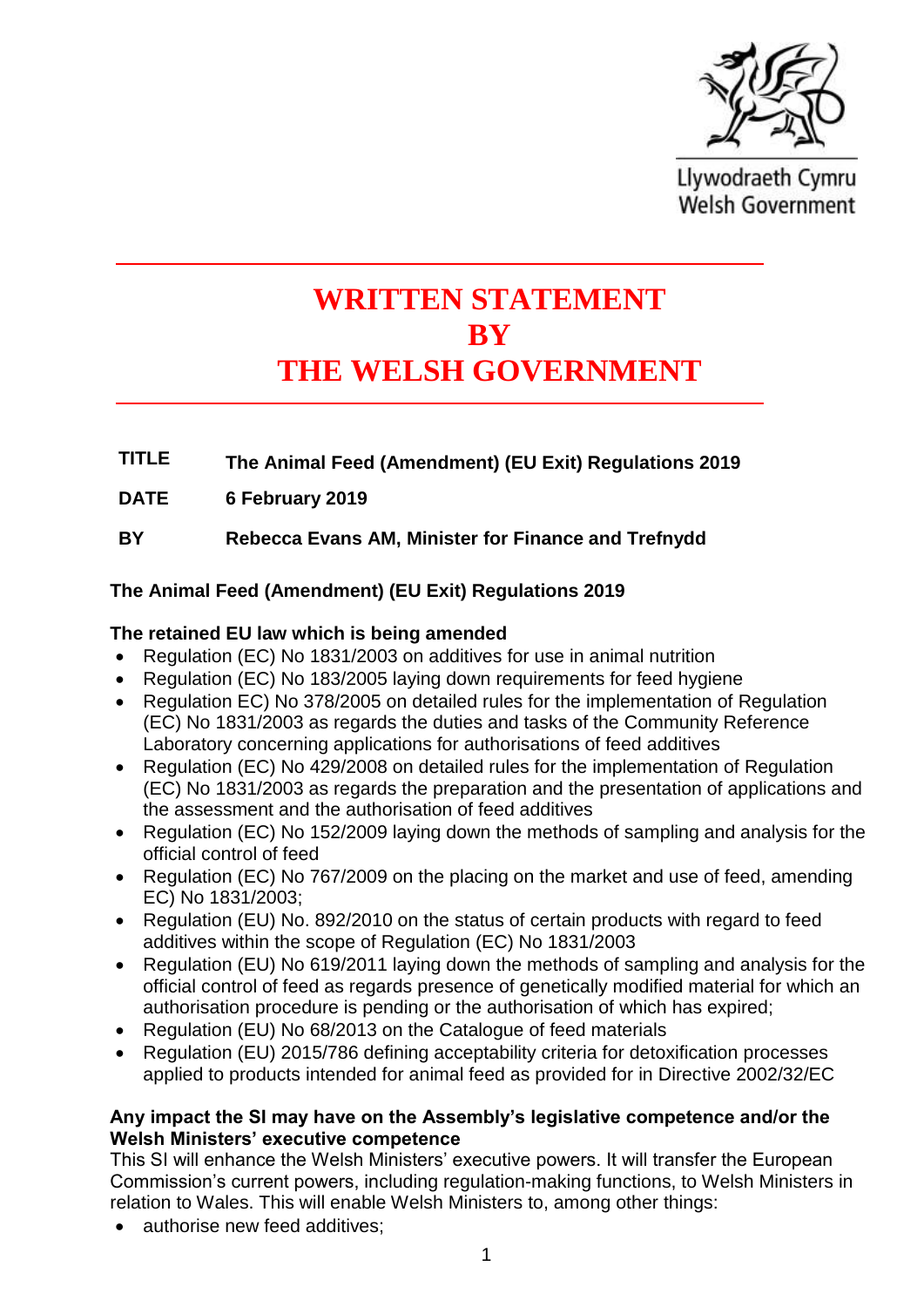Llywodraeth Cymru
Welsh Government

# WRITTEN STATEMENT BY THE WELSH GOVERNMENT

**TITLE** **The Animal Feed (Amendment) (EU Exit) Regulations 2019**

**DATE** **6 February 2019**

**BY** **Rebecca Evans AM, Minister for Finance and Trefnydd**

**The Animal Feed (Amendment) (EU Exit) Regulations 2019**

**The retained EU law which is being amended**

- Regulation (EC) No 1831/2003 on additives for use in animal nutrition
- Regulation (EC) No 183/2005 laying down requirements for feed hygiene
- Regulation EC) No 378/2005 on detailed rules for the implementation of Regulation (EC) No 1831/2003 as regards the duties and tasks of the Community Reference Laboratory concerning applications for authorisations of feed additives
- Regulation (EC) No 429/2008 on detailed rules for the implementation of Regulation (EC) No 1831/2003 as regards the preparation and the presentation of applications and the assessment and the authorisation of feed additives
- Regulation (EC) No 152/2009 laying down the methods of sampling and analysis for the official control of feed
- Regulation (EC) No 767/2009 on the placing on the market and use of feed, amending EC) No 1831/2003;
- Regulation (EU) No. 892/2010 on the status of certain products with regard to feed additives within the scope of Regulation (EC) No 1831/2003
- Regulation (EU) No 619/2011 laying down the methods of sampling and analysis for the official control of feed as regards presence of genetically modified material for which an authorisation procedure is pending or the authorisation of which has expired;
- Regulation (EU) No 68/2013 on the Catalogue of feed materials
- Regulation (EU) 2015/786 defining acceptability criteria for detoxification processes applied to products intended for animal feed as provided for in Directive 2002/32/EC

**Any impact the SI may have on the Assembly's legislative competence and/or the Welsh Ministers' executive competence**

This SI will enhance the Welsh Ministers' executive powers. It will transfer the European Commission's current powers, including regulation-making functions, to Welsh Ministers in relation to Wales. This will enable Welsh Ministers to, among other things:

- authorise new feed additives;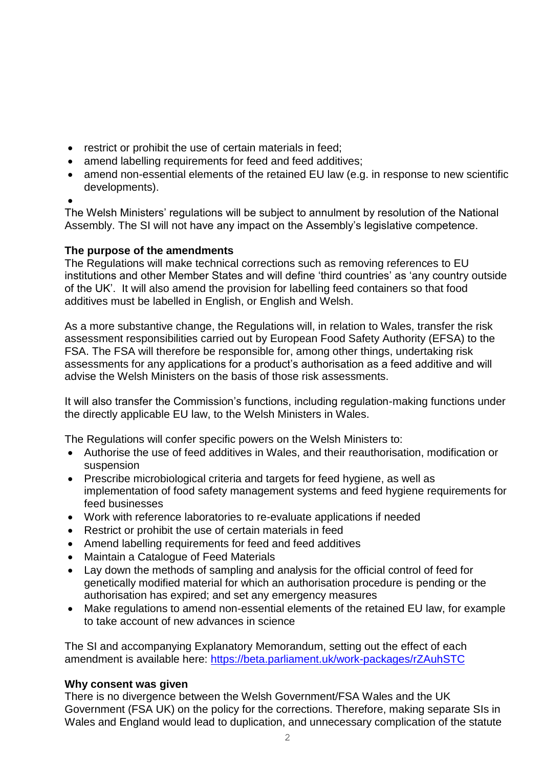- restrict or prohibit the use of certain materials in feed;
- amend labelling requirements for feed and feed additives;
- amend non-essential elements of the retained EU law (e.g. in response to new scientific developments).
- 

The Welsh Ministers' regulations will be subject to annulment by resolution of the National Assembly. The SI will not have any impact on the Assembly's legislative competence.

**The purpose of the amendments**

The Regulations will make technical corrections such as removing references to EU institutions and other Member States and will define 'third countries' as 'any country outside of the UK'. It will also amend the provision for labelling feed containers so that food additives must be labelled in English, or English and Welsh.

As a more substantive change, the Regulations will, in relation to Wales, transfer the risk assessment responsibilities carried out by European Food Safety Authority (EFSA) to the FSA. The FSA will therefore be responsible for, among other things, undertaking risk assessments for any applications for a product's authorisation as a feed additive and will advise the Welsh Ministers on the basis of those risk assessments.

It will also transfer the Commission's functions, including regulation-making functions under the directly applicable EU law, to the Welsh Ministers in Wales.

The Regulations will confer specific powers on the Welsh Ministers to:

- Authorise the use of feed additives in Wales, and their reauthorisation, modification or suspension
- Prescribe microbiological criteria and targets for feed hygiene, as well as implementation of food safety management systems and feed hygiene requirements for feed businesses
- Work with reference laboratories to re-evaluate applications if needed
- Restrict or prohibit the use of certain materials in feed
- Amend labelling requirements for feed and feed additives
- Maintain a Catalogue of Feed Materials
- Lay down the methods of sampling and analysis for the official control of feed for genetically modified material for which an authorisation procedure is pending or the authorisation has expired; and set any emergency measures
- Make regulations to amend non-essential elements of the retained EU law, for example to take account of new advances in science

The SI and accompanying Explanatory Memorandum, setting out the effect of each amendment is available here: https://beta.parliament.uk/work-packages/rZAuhSTC

**Why consent was given**

There is no divergence between the Welsh Government/FSA Wales and the UK Government (FSA UK) on the policy for the corrections. Therefore, making separate SIs in Wales and England would lead to duplication, and unnecessary complication of the statute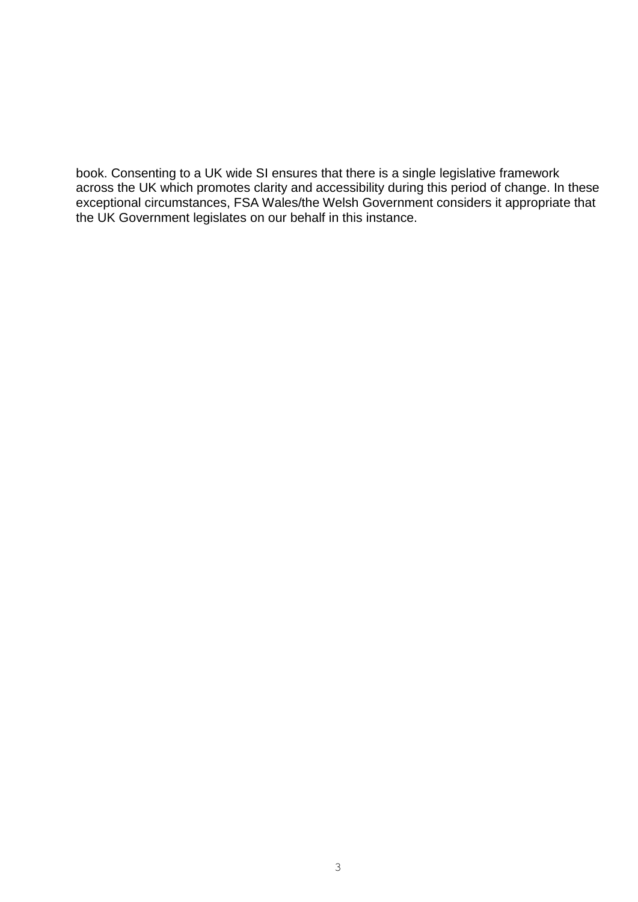book. Consenting to a UK wide SI ensures that there is a single legislative framework across the UK which promotes clarity and accessibility during this period of change. In these exceptional circumstances, FSA Wales/the Welsh Government considers it appropriate that the UK Government legislates on our behalf in this instance.